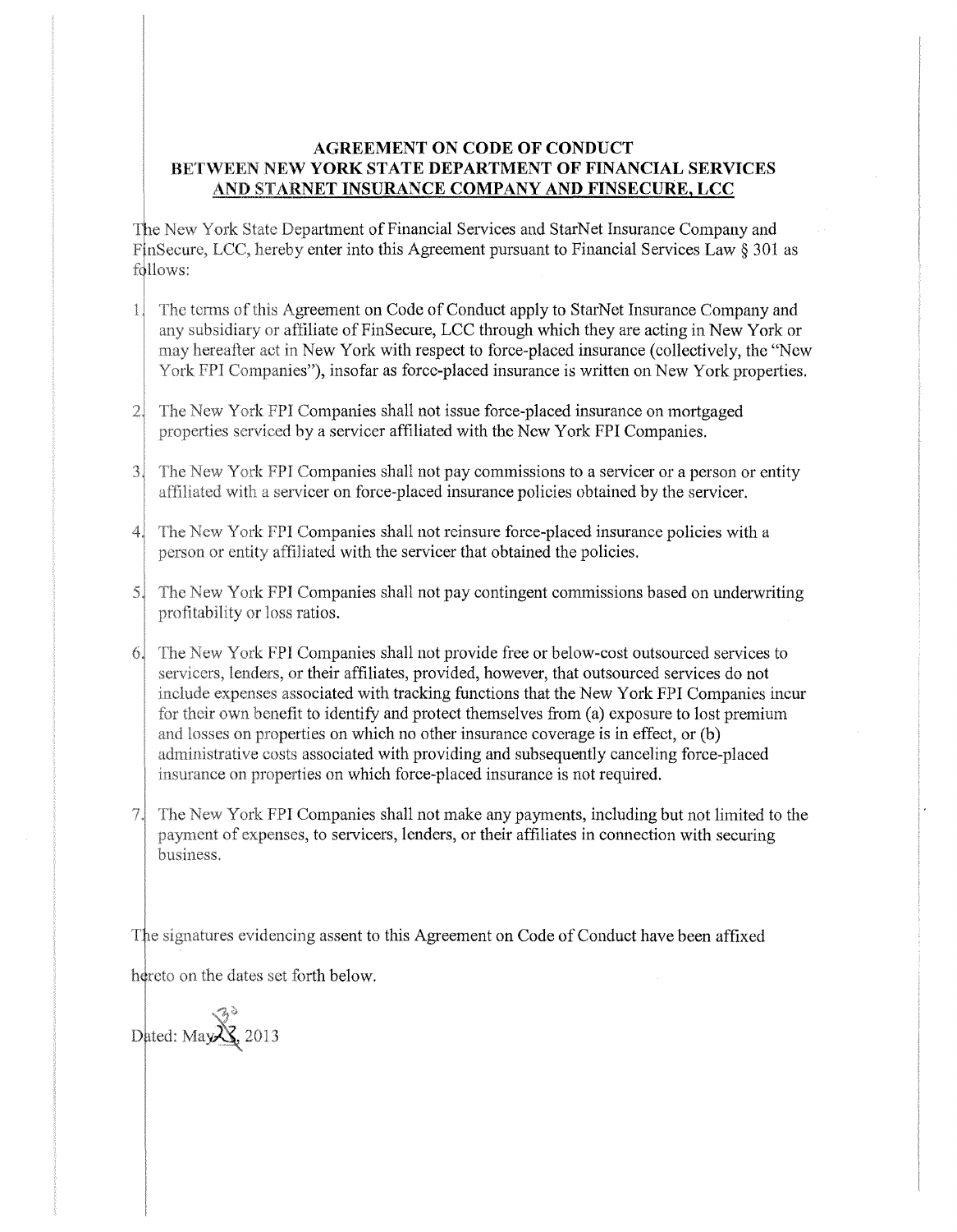**AGREEMENT ON CODE OF CONDUCT BETWEEN NEW YORK STATE DEPARTMENT OF FINANCIAL SERVICES AND STARNET INSURANCE COMPANY AND FINSECURE, LCC**

The New York State Department of Financial Services and StarNet Insurance Company and FinSecure, LCC, hereby enter into this Agreement pursuant to Financial Services Law § 301 as follows:

1. The terms of this Agreement on Code of Conduct apply to StarNet Insurance Company and any subsidiary or affiliate of FinSecure, LCC through which they are acting in New York or may hereafter act in New York with respect to force-placed insurance (collectively, the "New York FPI Companies"), insofar as force-placed insurance is written on New York properties.

2. The New York FPI Companies shall not issue force-placed insurance on mortgaged properties serviced by a servicer affiliated with the New York FPI Companies.

3. The New York FPI Companies shall not pay commissions to a servicer or a person or entity affiliated with a servicer on force-placed insurance policies obtained by the servicer.

4. The New York FPI Companies shall not reinsure force-placed insurance policies with a person or entity affiliated with the servicer that obtained the policies.

5. The New York FPI Companies shall not pay contingent commissions based on underwriting profitability or loss ratios.

6. The New York FPI Companies shall not provide free or below-cost outsourced services to servicers, lenders, or their affiliates, provided, however, that outsourced services do not include expenses associated with tracking functions that the New York FPI Companies incur for their own benefit to identify and protect themselves from (a) exposure to lost premium and losses on properties on which no other insurance coverage is in effect, or (b) administrative costs associated with providing and subsequently canceling force-placed insurance on properties on which force-placed insurance is not required.

7. The New York FPI Companies shall not make any payments, including but not limited to the payment of expenses, to servicers, lenders, or their affiliates in connection with securing business.

The signatures evidencing assent to this Agreement on Code of Conduct have been affixed hereto on the dates set forth below.

Dated: May 30, 2013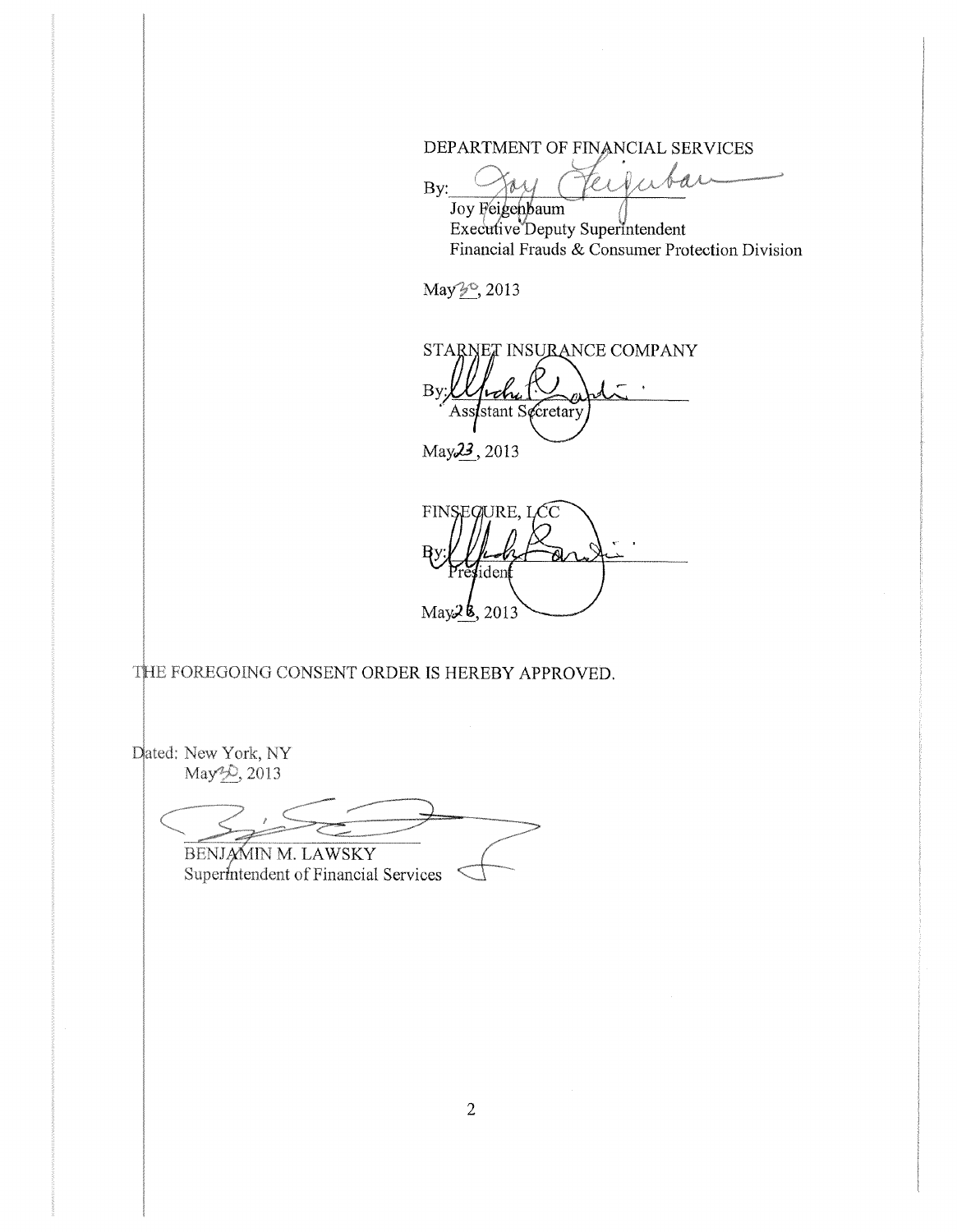DEPARTMENT OF FINANCIAL SERVICES

By: ______________________
Joy Feigenbaum
Executive Deputy Superintendent
Financial Frauds & Consumer Protection Division

May 30, 2013

STARNET INSURANCE COMPANY

By: ______________________
Assistant Secretary

May 23, 2013

FINSECURE, LCC

By: ______________________
President

May 28, 2013

THE FOREGOING CONSENT ORDER IS HEREBY APPROVED.

Dated: New York, NY
May 30, 2013

______________________
BENJAMIN M. LAWSKY
Superintendent of Financial Services